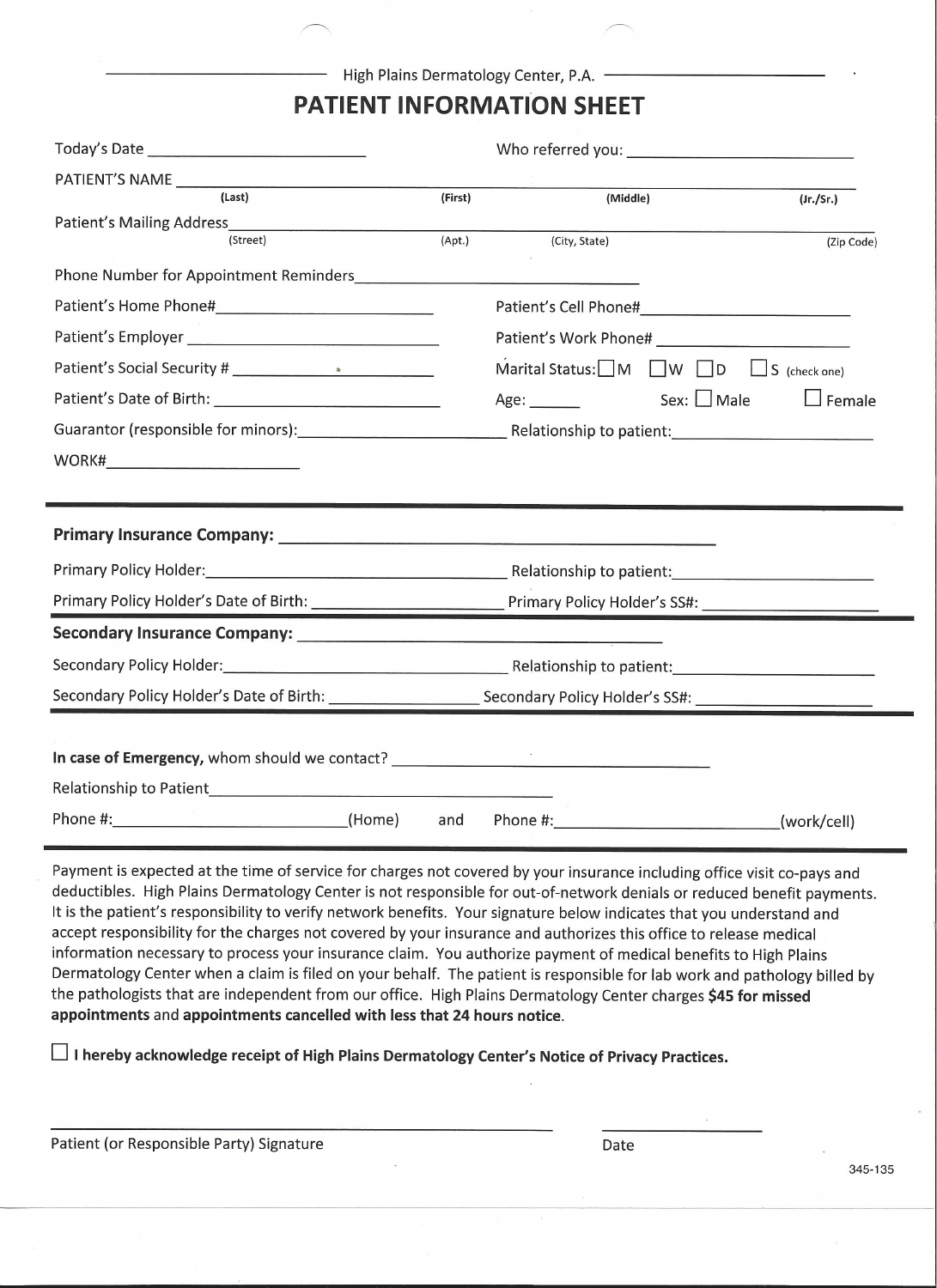High Plains Dermatology Center, P.A.

# PATIENT INFORMATION SHEET

Today's Date ______________________ Who referred you: ______________________

PATIENT'S NAME ________________________________________________
(Last) (First) (Middle) (Jr./Sr.)

Patient's Mailing Address________________________________________________
(Street) (Apt.) (City, State) (Zip Code)

Phone Number for Appointment Reminders______________________________

Patient's Home Phone#______________________ Patient's Cell Phone#______________________

Patient's Employer ______________________ Patient's Work Phone# ______________________

Patient's Social Security # ______________________ Marital Status: ☐ M ☐ W ☐ D ☐ S (check one)

Patient's Date of Birth: ______________________ Age: ______ Sex: ☐ Male ☐ Female

Guarantor (responsible for minors):______________________ Relationship to patient:______________________

WORK#______________________

---

**Primary Insurance Company:** ________________________________________

Primary Policy Holder:______________________ Relationship to patient:______________________

Primary Policy Holder's Date of Birth: ______________________ Primary Policy Holder's SS#: ______________________

---

**Secondary Insurance Company:** ________________________________________

Secondary Policy Holder:______________________ Relationship to patient:______________________

Secondary Policy Holder's Date of Birth: ______________________ Secondary Policy Holder's SS#: ______________________

---

**In case of Emergency,** whom should we contact? ______________________________

Relationship to Patient______________________________

Phone #:______________________(Home) and Phone #:______________________(work/cell)

---

Payment is expected at the time of service for charges not covered by your insurance including office visit co-pays and deductibles. High Plains Dermatology Center is not responsible for out-of-network denials or reduced benefit payments. It is the patient's responsibility to verify network benefits. Your signature below indicates that you understand and accept responsibility for the charges not covered by your insurance and authorizes this office to release medical information necessary to process your insurance claim. You authorize payment of medical benefits to High Plains Dermatology Center when a claim is filed on your behalf. The patient is responsible for lab work and pathology billed by the pathologists that are independent from our office. High Plains Dermatology Center charges **$45 for missed appointments** and **appointments cancelled with less that 24 hours notice**.

☐ **I hereby acknowledge receipt of High Plains Dermatology Center's Notice of Privacy Practices.**

________________________________________ ______________

Patient (or Responsible Party) Signature Date

345-135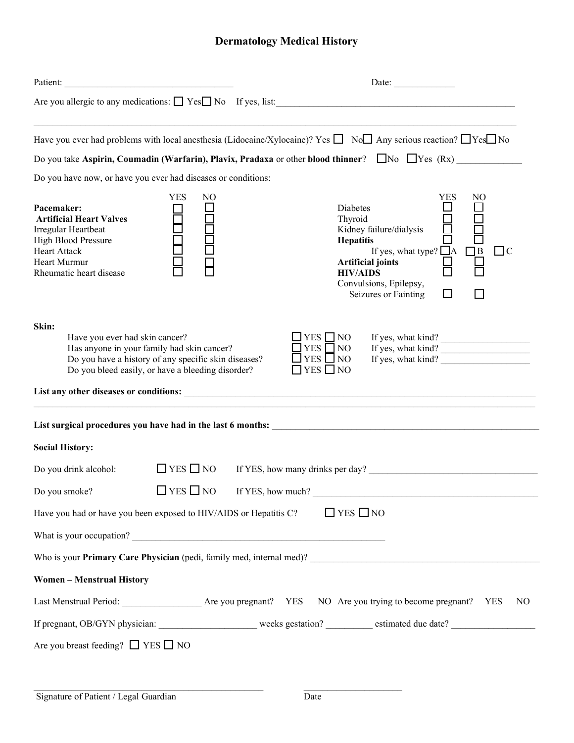# Dermatology Medical History

Patient: ___________________________________ Date: _____________

Are you allergic to any medications: ☐ Yes ☐ No If yes, list: ____________________________________________________

_____________________________________________________________________________________________

Have you ever had problems with local anesthesia (Lidocaine/Xylocaine)? Yes ☐ No ☐ Any serious reaction? ☐ Yes ☐ No

Do you take **Aspirin, Coumadin (Warfarin), Plavix, Pradaxa** or other **blood thinner**? ☐ No ☐ Yes (Rx) _____________

Do you have now, or have you ever had diseases or conditions:

| | YES | NO |
|---|---|---|
| **Pacemaker:** | ☐ | ☐ |
| **Artificial Heart Valves** | ☐ | ☐ |
| Irregular Heartbeat | ☐ | ☐ |
| High Blood Pressure | ☐ | ☐ |
| Heart Attack | ☐ | ☐ |
| Heart Murmur | ☐ | ☐ |
| Rheumatic heart disease | ☐ | ☐ |

| | YES | NO |
|---|---|---|
| Diabetes | ☐ | ☐ |
| Thyroid | ☐ | ☐ |
| Kidney failure/dialysis | ☐ | ☐ |
| **Hepatitis** | ☐ | ☐ |
| If yes, what type? ☐ A ☐ B ☐ C | | |
| **Artificial joints** | ☐ | ☐ |
| **HIV/AIDS** | ☐ | ☐ |
| Convulsions, Epilepsy, Seizures or Fainting | ☐ | ☐ |

**Skin:**

Have you ever had skin cancer? ☐ YES ☐ NO If yes, what kind? ___________________

Has anyone in your family had skin cancer? ☐ YES ☐ NO If yes, what kind? ___________________

Do you have a history of any specific skin diseases? ☐ YES ☐ NO If yes, what kind? ___________________

Do you bleed easily, or have a bleeding disorder? ☐ YES ☐ NO

**List any other diseases or conditions:** ______________________________________________________________

_____________________________________________________________________________________________

**List surgical procedures you have had in the last 6 months:** _____________________________________________

**Social History:**

Do you drink alcohol: ☐ YES ☐ NO If YES, how many drinks per day? ___________________________________

Do you smoke? ☐ YES ☐ NO If YES, how much? ______________________________________________

Have you had or have you been exposed to HIV/AIDS or Hepatitis C? ☐ YES ☐ NO

What is your occupation? ______________________________________________________

Who is your **Primary Care Physician** (pedi, family med, internal med)? _____________________________________________

**Women – Menstrual History**

Last Menstrual Period: _________________ Are you pregnant? YES NO Are you trying to become pregnant? YES NO

If pregnant, OB/GYN physician: _____________________ weeks gestation? __________ estimated due date? __________________

Are you breast feeding? ☐ YES ☐ NO

_______________________________________________ _____________________

Signature of Patient / Legal Guardian Date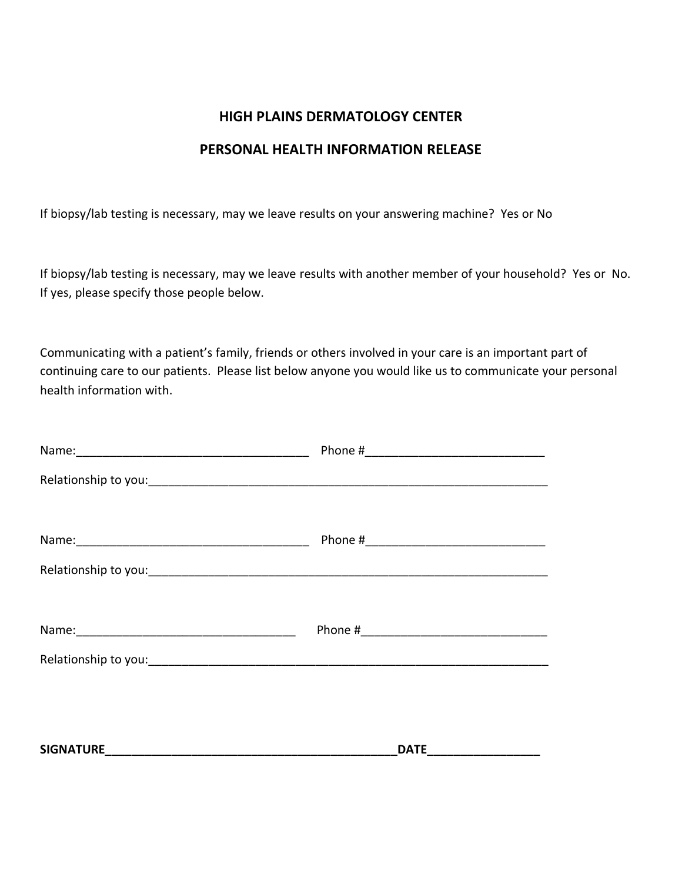## HIGH PLAINS DERMATOLOGY CENTER

## PERSONAL HEALTH INFORMATION RELEASE

If biopsy/lab testing is necessary, may we leave results on your answering machine? Yes or No

If biopsy/lab testing is necessary, may we leave results with another member of your household? Yes or No. If yes, please specify those people below.

Communicating with a patient's family, friends or others involved in your care is an important part of continuing care to our patients. Please list below anyone you would like us to communicate your personal health information with.

Name:___________________________________ Phone #__________________________

Relationship to you:______________________________________________________________

Name:___________________________________ Phone #__________________________

Relationship to you:______________________________________________________________

Name:________________________________ Phone #___________________________

Relationship to you:______________________________________________________________

**SIGNATURE_____________________________________________DATE________________**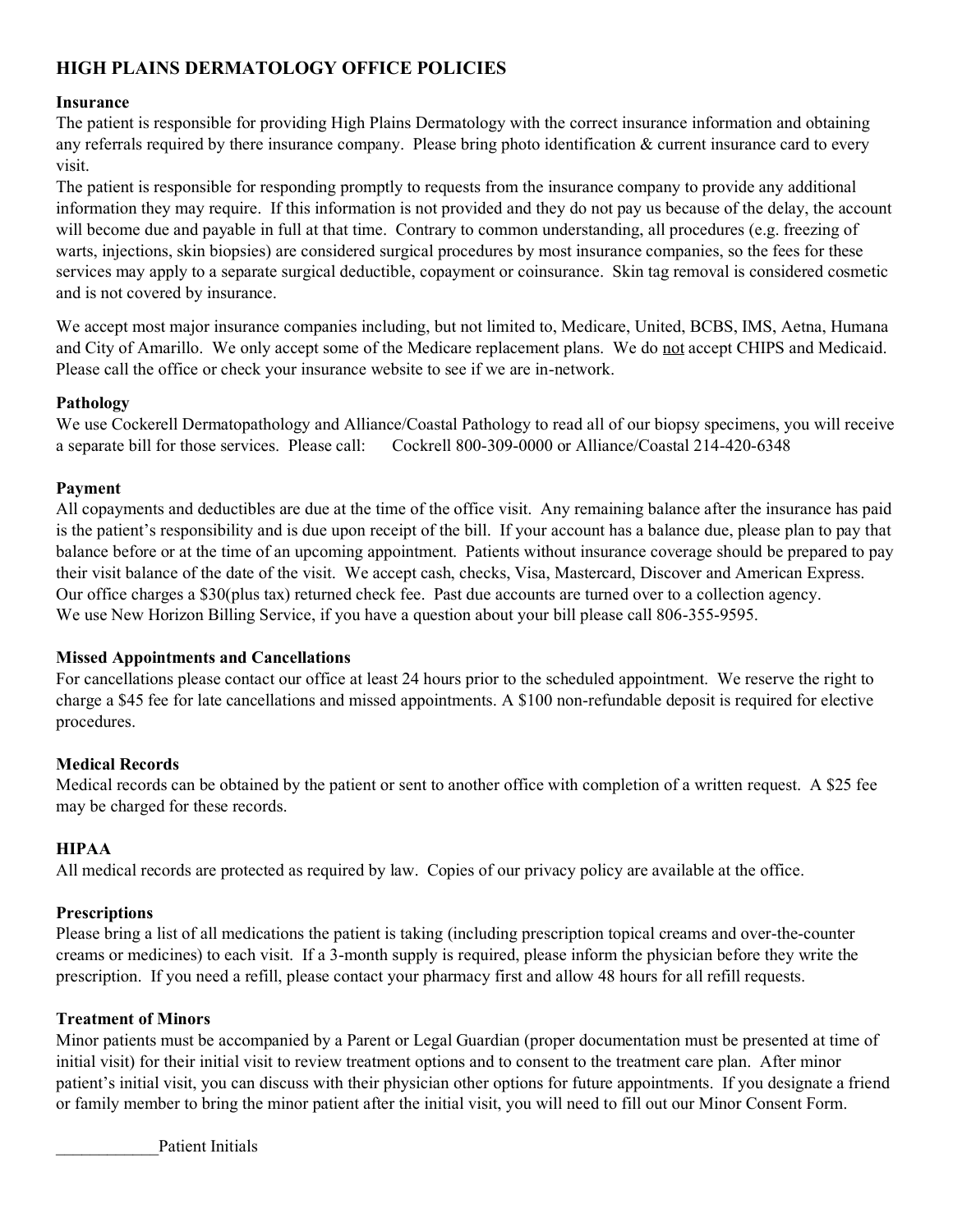# HIGH PLAINS DERMATOLOGY OFFICE POLICIES

**Insurance**

The patient is responsible for providing High Plains Dermatology with the correct insurance information and obtaining any referrals required by there insurance company. Please bring photo identification & current insurance card to every visit.

The patient is responsible for responding promptly to requests from the insurance company to provide any additional information they may require. If this information is not provided and they do not pay us because of the delay, the account will become due and payable in full at that time. Contrary to common understanding, all procedures (e.g. freezing of warts, injections, skin biopsies) are considered surgical procedures by most insurance companies, so the fees for these services may apply to a separate surgical deductible, copayment or coinsurance. Skin tag removal is considered cosmetic and is not covered by insurance.

We accept most major insurance companies including, but not limited to, Medicare, United, BCBS, IMS, Aetna, Humana and City of Amarillo. We only accept some of the Medicare replacement plans. We do <u>not</u> accept CHIPS and Medicaid. Please call the office or check your insurance website to see if we are in-network.

**Pathology**

We use Cockerell Dermatopathology and Alliance/Coastal Pathology to read all of our biopsy specimens, you will receive a separate bill for those services. Please call: Cockrell 800-309-0000 or Alliance/Coastal 214-420-6348

**Payment**

All copayments and deductibles are due at the time of the office visit. Any remaining balance after the insurance has paid is the patient's responsibility and is due upon receipt of the bill. If your account has a balance due, please plan to pay that balance before or at the time of an upcoming appointment. Patients without insurance coverage should be prepared to pay their visit balance of the date of the visit. We accept cash, checks, Visa, Mastercard, Discover and American Express. Our office charges a $30(plus tax) returned check fee. Past due accounts are turned over to a collection agency. We use New Horizon Billing Service, if you have a question about your bill please call 806-355-9595.

**Missed Appointments and Cancellations**

For cancellations please contact our office at least 24 hours prior to the scheduled appointment. We reserve the right to charge a $45 fee for late cancellations and missed appointments. A $100 non-refundable deposit is required for elective procedures.

**Medical Records**

Medical records can be obtained by the patient or sent to another office with completion of a written request. A $25 fee may be charged for these records.

**HIPAA**

All medical records are protected as required by law. Copies of our privacy policy are available at the office.

**Prescriptions**

Please bring a list of all medications the patient is taking (including prescription topical creams and over-the-counter creams or medicines) to each visit. If a 3-month supply is required, please inform the physician before they write the prescription. If you need a refill, please contact your pharmacy first and allow 48 hours for all refill requests.

**Treatment of Minors**

Minor patients must be accompanied by a Parent or Legal Guardian (proper documentation must be presented at time of initial visit) for their initial visit to review treatment options and to consent to the treatment care plan. After minor patient's initial visit, you can discuss with their physician other options for future appointments. If you designate a friend or family member to bring the minor patient after the initial visit, you will need to fill out our Minor Consent Form.

____________Patient Initials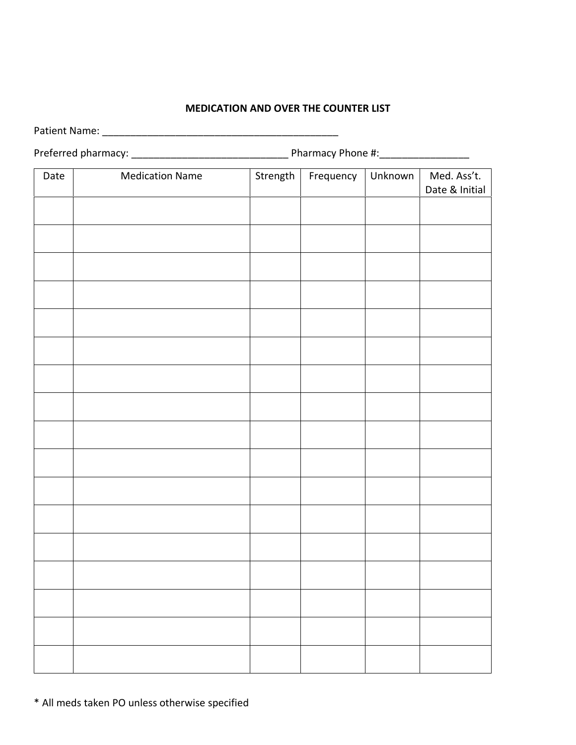**MEDICATION AND OVER THE COUNTER LIST**

Patient Name: _____________________________________________

Preferred pharmacy: ____________________________ Pharmacy Phone #:________________

| Date | Medication Name | Strength | Frequency | Unknown | Med. Ass't. Date & Initial |
|---|---|---|---|---|---|
| | | | | | |
| | | | | | |
| | | | | | |
| | | | | | |
| | | | | | |
| | | | | | |
| | | | | | |
| | | | | | |
| | | | | | |
| | | | | | |
| | | | | | |
| | | | | | |
| | | | | | |
| | | | | | |
| | | | | | |
| | | | | | |
| | | | | | |

* All meds taken PO unless otherwise specified